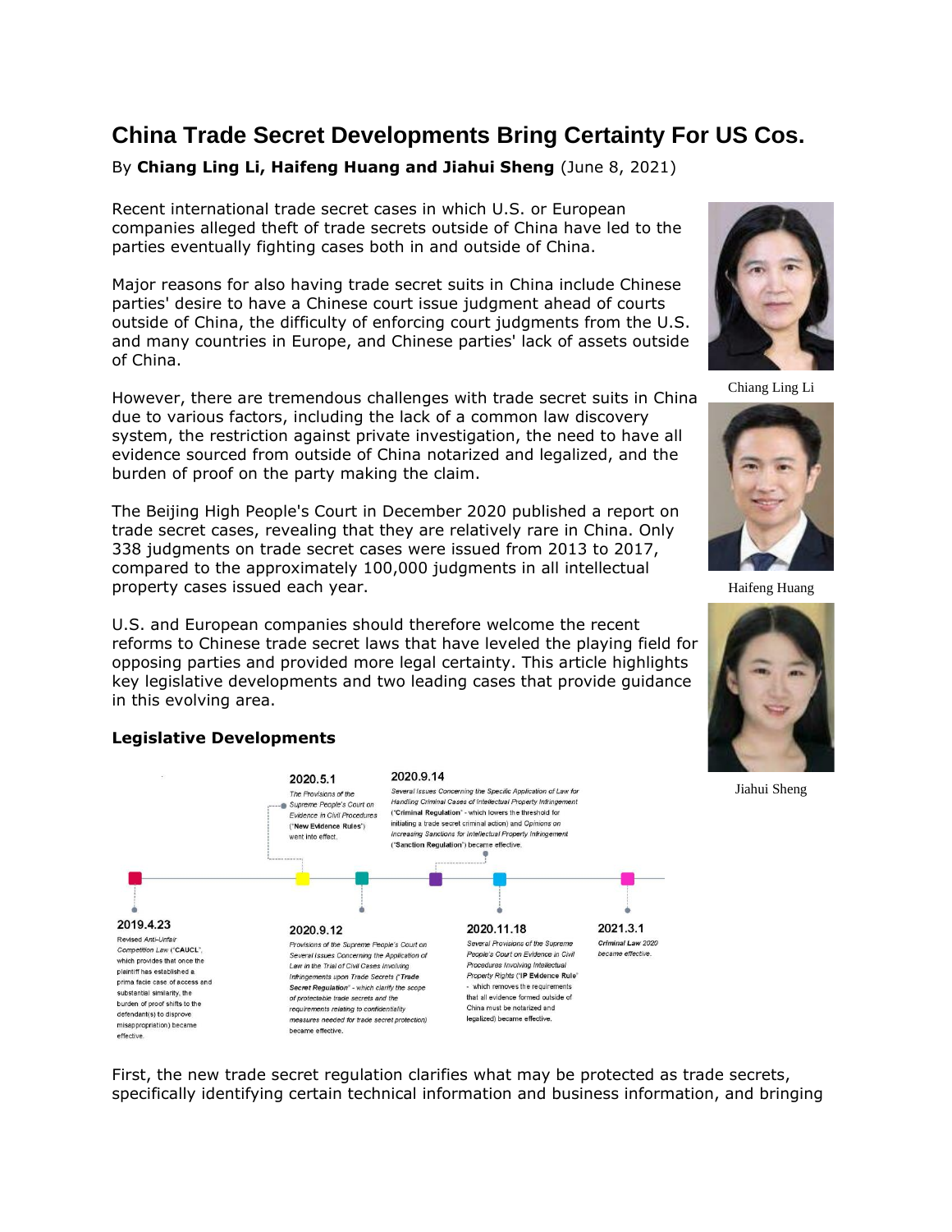# China Trade Secret Developments Bring Certainty For US Cos.

By **Chiang Ling Li, Haifeng Huang and Jiahui Sheng** (June 8, 2021)

Recent international trade secret cases in which U.S. or European companies alleged theft of trade secrets outside of China have led to the parties eventually fighting cases both in and outside of China.

Major reasons for also having trade secret suits in China include Chinese parties' desire to have a Chinese court issue judgment ahead of courts outside of China, the difficulty of enforcing court judgments from the U.S. and many countries in Europe, and Chinese parties' lack of assets outside of China.

However, there are tremendous challenges with trade secret suits in China due to various factors, including the lack of a common law discovery system, the restriction against private investigation, the need to have all evidence sourced from outside of China notarized and legalized, and the burden of proof on the party making the claim.

The Beijing High People's Court in December 2020 published a report on trade secret cases, revealing that they are relatively rare in China. Only 338 judgments on trade secret cases were issued from 2013 to 2017, compared to the approximately 100,000 judgments in all intellectual property cases issued each year.

U.S. and European companies should therefore welcome the recent reforms to Chinese trade secret laws that have leveled the playing field for opposing parties and provided more legal certainty. This article highlights key legislative developments and two leading cases that provide guidance in this evolving area.

Chiang Ling Li

Haifeng Huang

Jiahui Sheng

## Legislative Developments

**2019.4.23**
Revised *Anti-Unfair Competition Law* ("**CAUCL**", which provides that once the plaintiff has established a prima facie case of access and substantial similarity, the burden of proof shifts to the defendant(s) to disprove misappropriation) became effective.

**2020.5.1**
*The Provisions of the Supreme People's Court on Evidence in Civil Procedures* ("**New Evidence Rules**") went into effect.

**2020.9.12**
*Provisions of the Supreme People's Court on Several Issues Concerning the Application of Law in the Trial of Civil Cases Involving Infringements upon Trade Secrets* ("**Trade Secret Regulation**" - which clarify the scope of protectable trade secrets and the requirements relating to confidentiality measures needed for trade secret protection) became effective.

**2020.9.14**
*Several Issues Concerning the Specific Application of Law for Handling Criminal Cases of Intellectual Property Infringement* ("**Criminal Regulation**" - which lowers the threshold for initiating a trade secret criminal action) and *Opinions on Increasing Sanctions for Intellectual Property Infringement* ("**Sanction Regulation**") became effective.

**2020.11.18**
*Several Provisions of the Supreme People's Court on Evidence in Civil Procedures Involving Intellectual Property Rights* ("**IP Evidence Rule**" - which removes the requirements that all evidence formed outside of China must be notarized and legalized) became effective.

**2021.3.1**
*Criminal Law 2020* became effective.

First, the new trade secret regulation clarifies what may be protected as trade secrets, specifically identifying certain technical information and business information, and bringing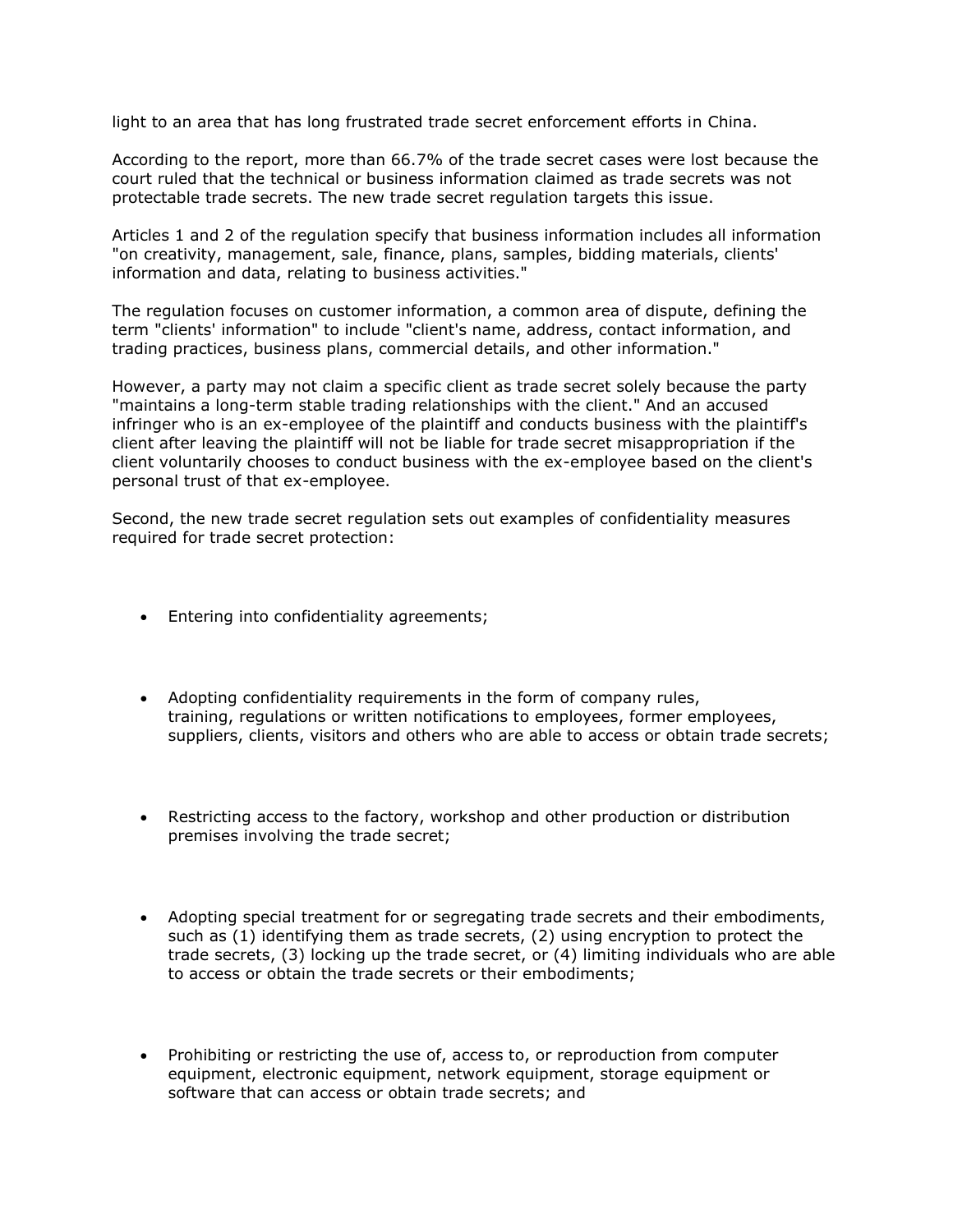light to an area that has long frustrated trade secret enforcement efforts in China.

According to the report, more than 66.7% of the trade secret cases were lost because the court ruled that the technical or business information claimed as trade secrets was not protectable trade secrets. The new trade secret regulation targets this issue.

Articles 1 and 2 of the regulation specify that business information includes all information "on creativity, management, sale, finance, plans, samples, bidding materials, clients' information and data, relating to business activities."

The regulation focuses on customer information, a common area of dispute, defining the term "clients' information" to include "client's name, address, contact information, and trading practices, business plans, commercial details, and other information."

However, a party may not claim a specific client as trade secret solely because the party "maintains a long-term stable trading relationships with the client." And an accused infringer who is an ex-employee of the plaintiff and conducts business with the plaintiff's client after leaving the plaintiff will not be liable for trade secret misappropriation if the client voluntarily chooses to conduct business with the ex-employee based on the client's personal trust of that ex-employee.

Second, the new trade secret regulation sets out examples of confidentiality measures required for trade secret protection:

- Entering into confidentiality agreements;
- Adopting confidentiality requirements in the form of company rules, training, regulations or written notifications to employees, former employees, suppliers, clients, visitors and others who are able to access or obtain trade secrets;
- Restricting access to the factory, workshop and other production or distribution premises involving the trade secret;
- Adopting special treatment for or segregating trade secrets and their embodiments, such as (1) identifying them as trade secrets, (2) using encryption to protect the trade secrets, (3) locking up the trade secret, or (4) limiting individuals who are able to access or obtain the trade secrets or their embodiments;
- Prohibiting or restricting the use of, access to, or reproduction from computer equipment, electronic equipment, network equipment, storage equipment or software that can access or obtain trade secrets; and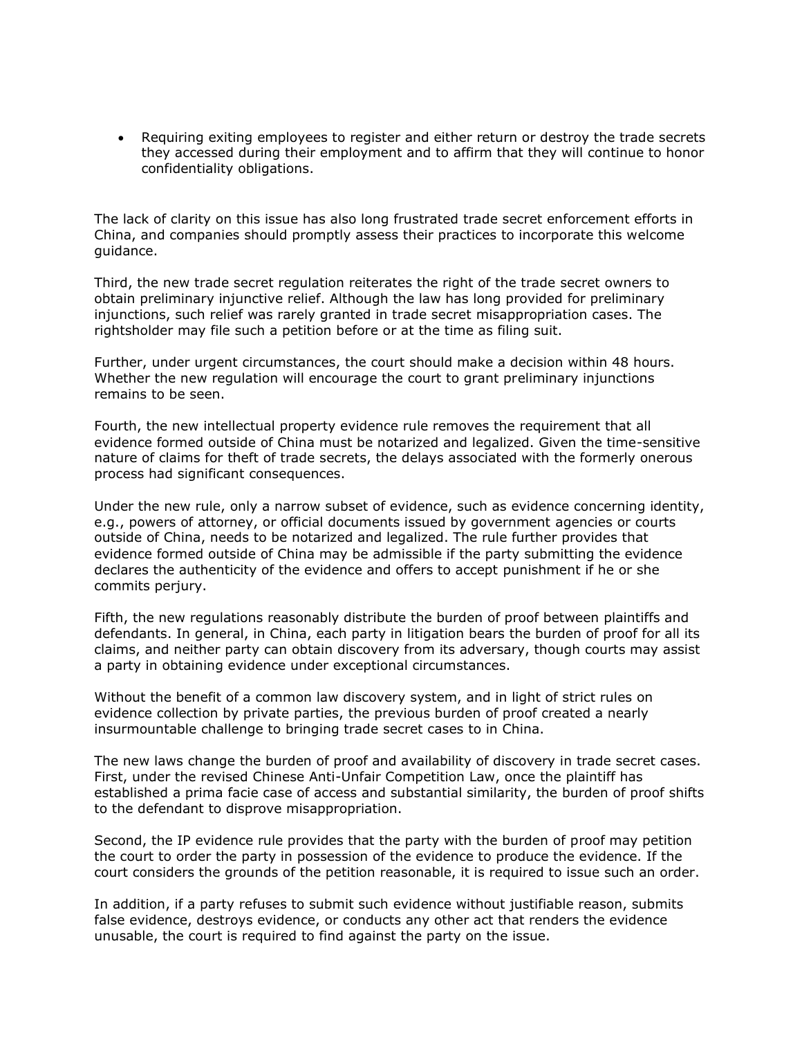- Requiring exiting employees to register and either return or destroy the trade secrets they accessed during their employment and to affirm that they will continue to honor confidentiality obligations.

The lack of clarity on this issue has also long frustrated trade secret enforcement efforts in China, and companies should promptly assess their practices to incorporate this welcome guidance.

Third, the new trade secret regulation reiterates the right of the trade secret owners to obtain preliminary injunctive relief. Although the law has long provided for preliminary injunctions, such relief was rarely granted in trade secret misappropriation cases. The rightsholder may file such a petition before or at the time as filing suit.

Further, under urgent circumstances, the court should make a decision within 48 hours. Whether the new regulation will encourage the court to grant preliminary injunctions remains to be seen.

Fourth, the new intellectual property evidence rule removes the requirement that all evidence formed outside of China must be notarized and legalized. Given the time-sensitive nature of claims for theft of trade secrets, the delays associated with the formerly onerous process had significant consequences.

Under the new rule, only a narrow subset of evidence, such as evidence concerning identity, e.g., powers of attorney, or official documents issued by government agencies or courts outside of China, needs to be notarized and legalized. The rule further provides that evidence formed outside of China may be admissible if the party submitting the evidence declares the authenticity of the evidence and offers to accept punishment if he or she commits perjury.

Fifth, the new regulations reasonably distribute the burden of proof between plaintiffs and defendants. In general, in China, each party in litigation bears the burden of proof for all its claims, and neither party can obtain discovery from its adversary, though courts may assist a party in obtaining evidence under exceptional circumstances.

Without the benefit of a common law discovery system, and in light of strict rules on evidence collection by private parties, the previous burden of proof created a nearly insurmountable challenge to bringing trade secret cases to in China.

The new laws change the burden of proof and availability of discovery in trade secret cases. First, under the revised Chinese Anti-Unfair Competition Law, once the plaintiff has established a prima facie case of access and substantial similarity, the burden of proof shifts to the defendant to disprove misappropriation.

Second, the IP evidence rule provides that the party with the burden of proof may petition the court to order the party in possession of the evidence to produce the evidence. If the court considers the grounds of the petition reasonable, it is required to issue such an order.

In addition, if a party refuses to submit such evidence without justifiable reason, submits false evidence, destroys evidence, or conducts any other act that renders the evidence unusable, the court is required to find against the party on the issue.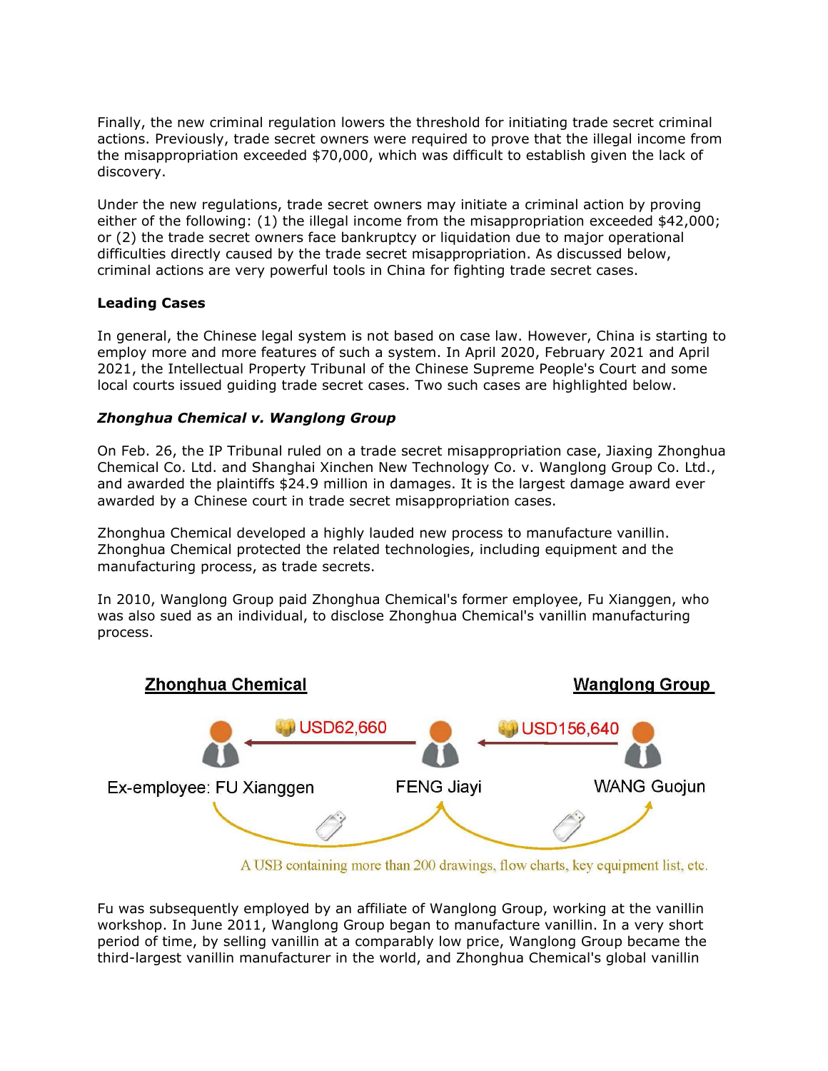Finally, the new criminal regulation lowers the threshold for initiating trade secret criminal actions. Previously, trade secret owners were required to prove that the illegal income from the misappropriation exceeded $70,000, which was difficult to establish given the lack of discovery.

Under the new regulations, trade secret owners may initiate a criminal action by proving either of the following: (1) the illegal income from the misappropriation exceeded $42,000; or (2) the trade secret owners face bankruptcy or liquidation due to major operational difficulties directly caused by the trade secret misappropriation. As discussed below, criminal actions are very powerful tools in China for fighting trade secret cases.

**Leading Cases**

In general, the Chinese legal system is not based on case law. However, China is starting to employ more and more features of such a system. In April 2020, February 2021 and April 2021, the Intellectual Property Tribunal of the Chinese Supreme People's Court and some local courts issued guiding trade secret cases. Two such cases are highlighted below.

***Zhonghua Chemical v. Wanglong Group***

On Feb. 26, the IP Tribunal ruled on a trade secret misappropriation case, Jiaxing Zhonghua Chemical Co. Ltd. and Shanghai Xinchen New Technology Co. v. Wanglong Group Co. Ltd., and awarded the plaintiffs $24.9 million in damages. It is the largest damage award ever awarded by a Chinese court in trade secret misappropriation cases.

Zhonghua Chemical developed a highly lauded new process to manufacture vanillin. Zhonghua Chemical protected the related technologies, including equipment and the manufacturing process, as trade secrets.

In 2010, Wanglong Group paid Zhonghua Chemical's former employee, Fu Xianggen, who was also sued as an individual, to disclose Zhonghua Chemical's vanillin manufacturing process.

Zhonghua Chemical | Wanglong Group

USD62,660 | USD156,640

Ex-employee: FU Xianggen | FENG Jiayi | WANG Guojun

A USB containing more than 200 drawings, flow charts, key equipment list, etc.

Fu was subsequently employed by an affiliate of Wanglong Group, working at the vanillin workshop. In June 2011, Wanglong Group began to manufacture vanillin. In a very short period of time, by selling vanillin at a comparably low price, Wanglong Group became the third-largest vanillin manufacturer in the world, and Zhonghua Chemical's global vanillin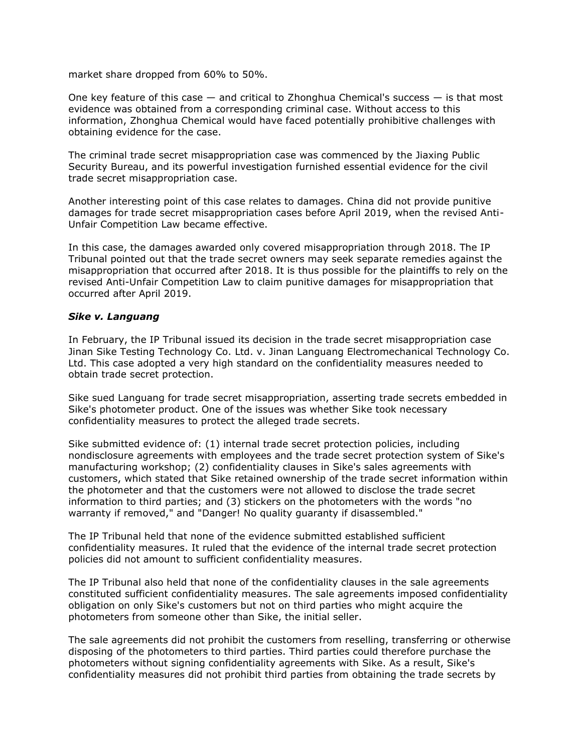market share dropped from 60% to 50%.

One key feature of this case — and critical to Zhonghua Chemical's success — is that most evidence was obtained from a corresponding criminal case. Without access to this information, Zhonghua Chemical would have faced potentially prohibitive challenges with obtaining evidence for the case.

The criminal trade secret misappropriation case was commenced by the Jiaxing Public Security Bureau, and its powerful investigation furnished essential evidence for the civil trade secret misappropriation case.

Another interesting point of this case relates to damages. China did not provide punitive damages for trade secret misappropriation cases before April 2019, when the revised Anti-Unfair Competition Law became effective.

In this case, the damages awarded only covered misappropriation through 2018. The IP Tribunal pointed out that the trade secret owners may seek separate remedies against the misappropriation that occurred after 2018. It is thus possible for the plaintiffs to rely on the revised Anti-Unfair Competition Law to claim punitive damages for misappropriation that occurred after April 2019.

### *Sike v. Languang*

In February, the IP Tribunal issued its decision in the trade secret misappropriation case Jinan Sike Testing Technology Co. Ltd. v. Jinan Languang Electromechanical Technology Co. Ltd. This case adopted a very high standard on the confidentiality measures needed to obtain trade secret protection.

Sike sued Languang for trade secret misappropriation, asserting trade secrets embedded in Sike's photometer product. One of the issues was whether Sike took necessary confidentiality measures to protect the alleged trade secrets.

Sike submitted evidence of: (1) internal trade secret protection policies, including nondisclosure agreements with employees and the trade secret protection system of Sike's manufacturing workshop; (2) confidentiality clauses in Sike's sales agreements with customers, which stated that Sike retained ownership of the trade secret information within the photometer and that the customers were not allowed to disclose the trade secret information to third parties; and (3) stickers on the photometers with the words "no warranty if removed," and "Danger! No quality guaranty if disassembled."

The IP Tribunal held that none of the evidence submitted established sufficient confidentiality measures. It ruled that the evidence of the internal trade secret protection policies did not amount to sufficient confidentiality measures.

The IP Tribunal also held that none of the confidentiality clauses in the sale agreements constituted sufficient confidentiality measures. The sale agreements imposed confidentiality obligation on only Sike's customers but not on third parties who might acquire the photometers from someone other than Sike, the initial seller.

The sale agreements did not prohibit the customers from reselling, transferring or otherwise disposing of the photometers to third parties. Third parties could therefore purchase the photometers without signing confidentiality agreements with Sike. As a result, Sike's confidentiality measures did not prohibit third parties from obtaining the trade secrets by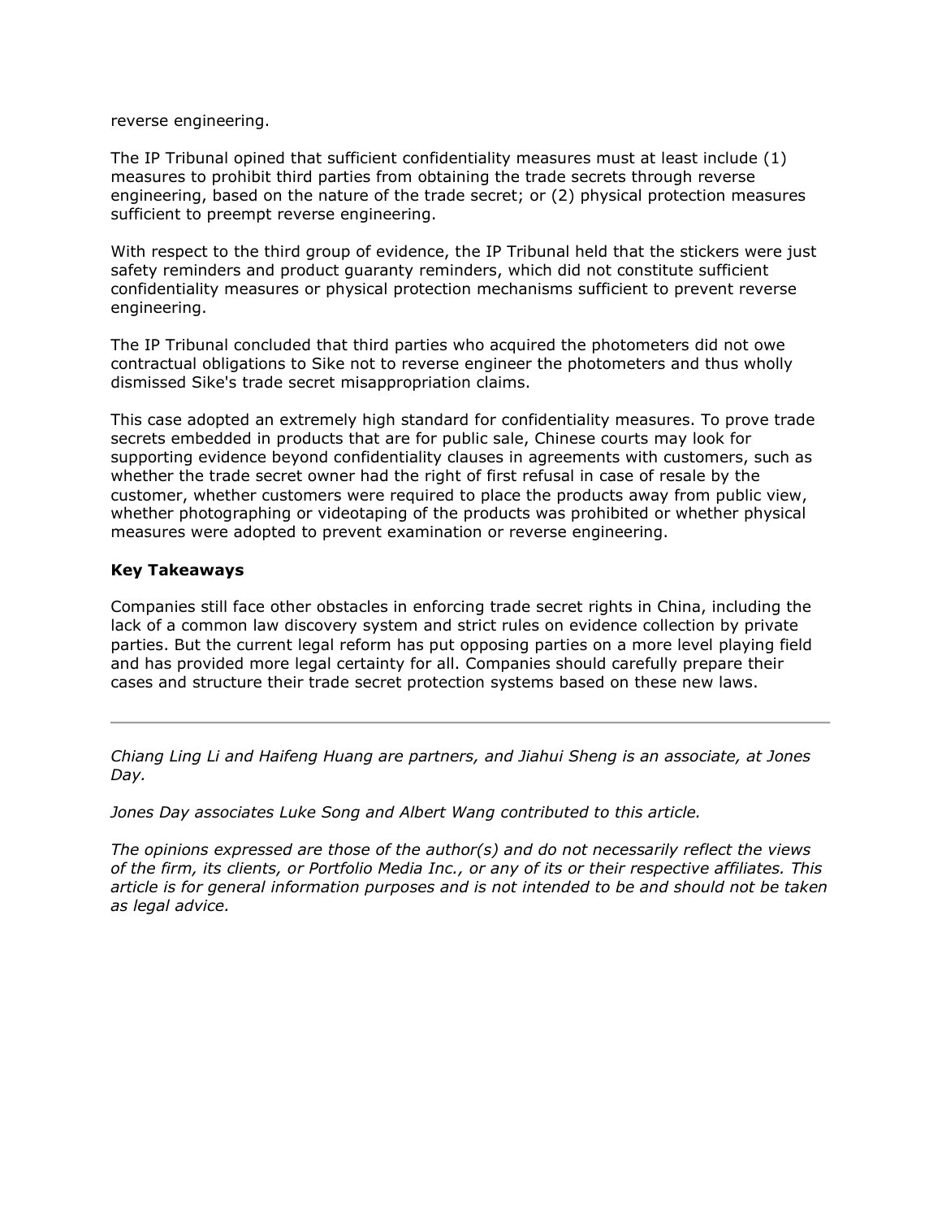reverse engineering.

The IP Tribunal opined that sufficient confidentiality measures must at least include (1) measures to prohibit third parties from obtaining the trade secrets through reverse engineering, based on the nature of the trade secret; or (2) physical protection measures sufficient to preempt reverse engineering.

With respect to the third group of evidence, the IP Tribunal held that the stickers were just safety reminders and product guaranty reminders, which did not constitute sufficient confidentiality measures or physical protection mechanisms sufficient to prevent reverse engineering.

The IP Tribunal concluded that third parties who acquired the photometers did not owe contractual obligations to Sike not to reverse engineer the photometers and thus wholly dismissed Sike's trade secret misappropriation claims.

This case adopted an extremely high standard for confidentiality measures. To prove trade secrets embedded in products that are for public sale, Chinese courts may look for supporting evidence beyond confidentiality clauses in agreements with customers, such as whether the trade secret owner had the right of first refusal in case of resale by the customer, whether customers were required to place the products away from public view, whether photographing or videotaping of the products was prohibited or whether physical measures were adopted to prevent examination or reverse engineering.

**Key Takeaways**

Companies still face other obstacles in enforcing trade secret rights in China, including the lack of a common law discovery system and strict rules on evidence collection by private parties. But the current legal reform has put opposing parties on a more level playing field and has provided more legal certainty for all. Companies should carefully prepare their cases and structure their trade secret protection systems based on these new laws.

---

*Chiang Ling Li and Haifeng Huang are partners, and Jiahui Sheng is an associate, at Jones Day.*

*Jones Day associates Luke Song and Albert Wang contributed to this article.*

*The opinions expressed are those of the author(s) and do not necessarily reflect the views of the firm, its clients, or Portfolio Media Inc., or any of its or their respective affiliates. This article is for general information purposes and is not intended to be and should not be taken as legal advice.*